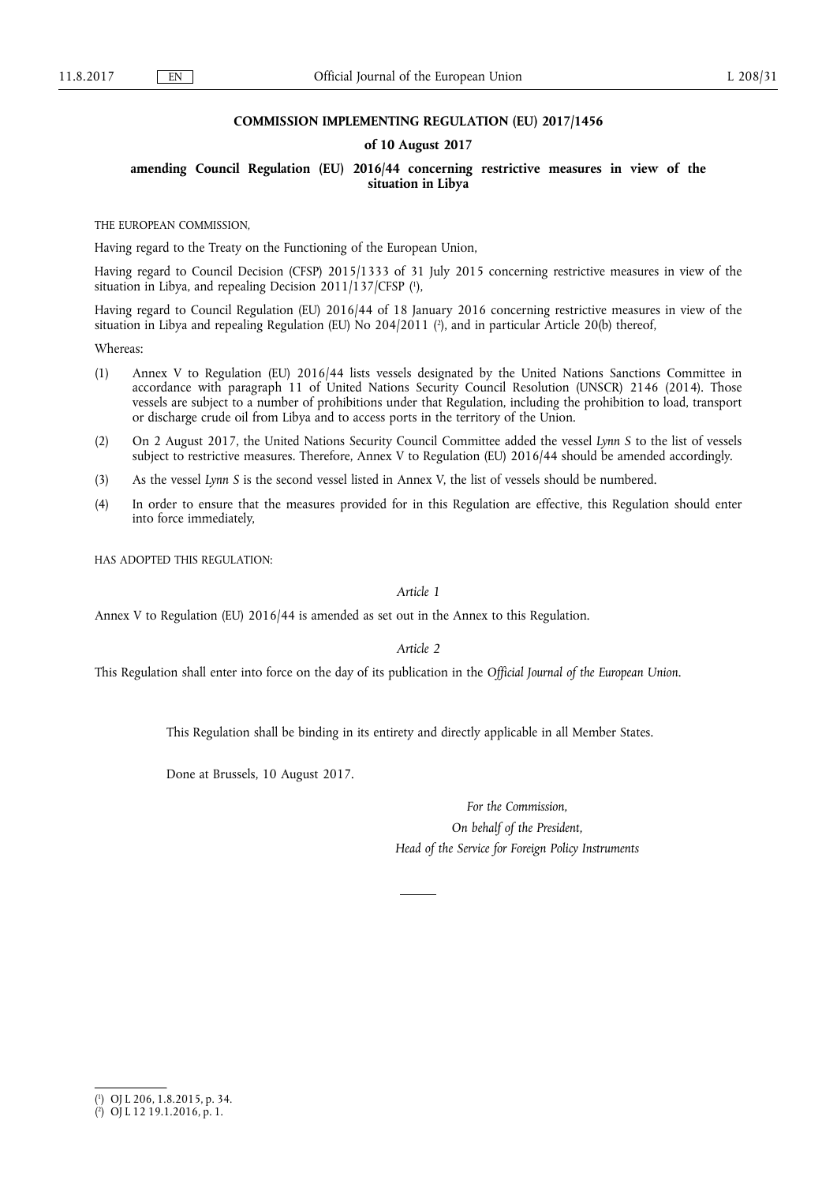**COMMISSION IMPLEMENTING REGULATION (EU) 2017/1456**

**of 10 August 2017**

**amending Council Regulation (EU) 2016/44 concerning restrictive measures in view of the situation in Libya**

THE EUROPEAN COMMISSION,

Having regard to the Treaty on the Functioning of the European Union,

Having regard to Council Decision (CFSP) 2015/1333 of 31 July 2015 concerning restrictive measures in view of the situation in Libya, and repealing Decision 2011/137/CFSP ([1]),

Having regard to Council Regulation (EU) 2016/44 of 18 January 2016 concerning restrictive measures in view of the situation in Libya and repealing Regulation (EU) No 204/2011 ([2]), and in particular Article 20(b) thereof,

Whereas:

(1) Annex V to Regulation (EU) 2016/44 lists vessels designated by the United Nations Sanctions Committee in accordance with paragraph 11 of United Nations Security Council Resolution (UNSCR) 2146 (2014). Those vessels are subject to a number of prohibitions under that Regulation, including the prohibition to load, transport or discharge crude oil from Libya and to access ports in the territory of the Union.

(2) On 2 August 2017, the United Nations Security Council Committee added the vessel *Lynn S* to the list of vessels subject to restrictive measures. Therefore, Annex V to Regulation (EU) 2016/44 should be amended accordingly.

(3) As the vessel *Lynn S* is the second vessel listed in Annex V, the list of vessels should be numbered.

(4) In order to ensure that the measures provided for in this Regulation are effective, this Regulation should enter into force immediately,

HAS ADOPTED THIS REGULATION:

*Article 1*

Annex V to Regulation (EU) 2016/44 is amended as set out in the Annex to this Regulation.

*Article 2*

This Regulation shall enter into force on the day of its publication in the *Official Journal of the European Union*.

This Regulation shall be binding in its entirety and directly applicable in all Member States.

Done at Brussels, 10 August 2017.

*For the Commission,*

*On behalf of the President,*

*Head of the Service for Foreign Policy Instruments*

---

([1]) OJ L 206, 1.8.2015, p. 34.

([2]) OJ L 12 19.1.2016, p. 1.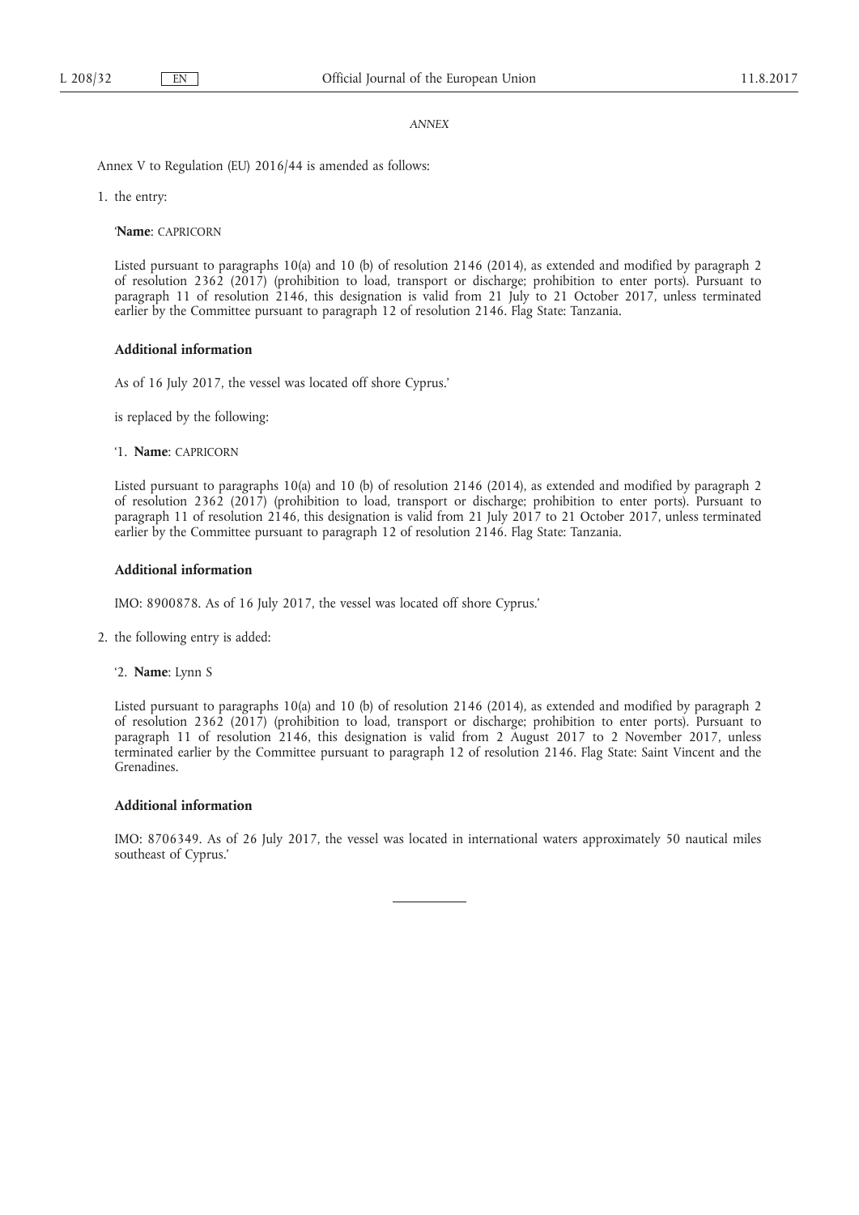*ANNEX*

Annex V to Regulation (EU) 2016/44 is amended as follows:

1. the entry:

 '**Name**: CAPRICORN

 Listed pursuant to paragraphs 10(a) and 10 (b) of resolution 2146 (2014), as extended and modified by paragraph 2 of resolution 2362 (2017) (prohibition to load, transport or discharge; prohibition to enter ports). Pursuant to paragraph 11 of resolution 2146, this designation is valid from 21 July to 21 October 2017, unless terminated earlier by the Committee pursuant to paragraph 12 of resolution 2146. Flag State: Tanzania.

 **Additional information**

 As of 16 July 2017, the vessel was located off shore Cyprus.'

 is replaced by the following:

 '1. **Name**: CAPRICORN

 Listed pursuant to paragraphs 10(a) and 10 (b) of resolution 2146 (2014), as extended and modified by paragraph 2 of resolution 2362 (2017) (prohibition to load, transport or discharge; prohibition to enter ports). Pursuant to paragraph 11 of resolution 2146, this designation is valid from 21 July 2017 to 21 October 2017, unless terminated earlier by the Committee pursuant to paragraph 12 of resolution 2146. Flag State: Tanzania.

 **Additional information**

 IMO: 8900878. As of 16 July 2017, the vessel was located off shore Cyprus.'

2. the following entry is added:

 '2. **Name**: Lynn S

 Listed pursuant to paragraphs 10(a) and 10 (b) of resolution 2146 (2014), as extended and modified by paragraph 2 of resolution 2362 (2017) (prohibition to load, transport or discharge; prohibition to enter ports). Pursuant to paragraph 11 of resolution 2146, this designation is valid from 2 August 2017 to 2 November 2017, unless terminated earlier by the Committee pursuant to paragraph 12 of resolution 2146. Flag State: Saint Vincent and the Grenadines.

 **Additional information**

 IMO: 8706349. As of 26 July 2017, the vessel was located in international waters approximately 50 nautical miles southeast of Cyprus.'